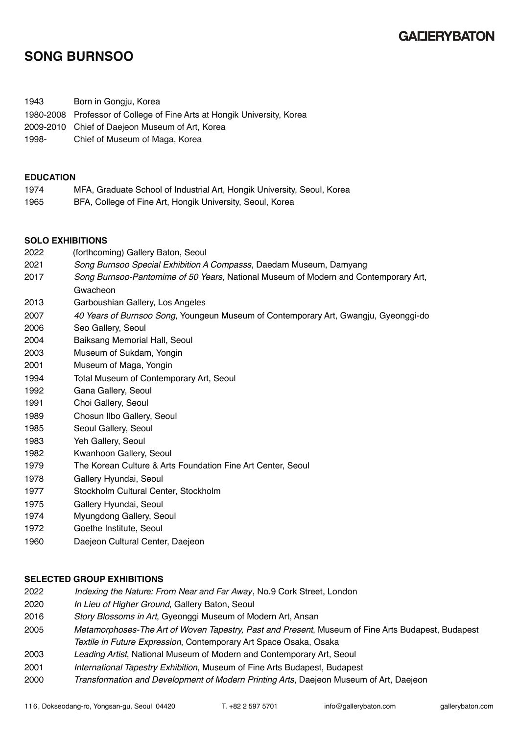# SONG BURNSOO

1943 Born in Gongju, Korea
1980-2008 Professor of College of Fine Arts at Hongik University, Korea
2009-2010 Chief of Daejeon Museum of Art, Korea
1998- Chief of Museum of Maga, Korea

## EDUCATION

1974 MFA, Graduate School of Industrial Art, Hongik University, Seoul, Korea
1965 BFA, College of Fine Art, Hongik University, Seoul, Korea

## SOLO EXHIBITIONS

2022 (forthcoming) Gallery Baton, Seoul
2021 *Song Burnsoo Special Exhibition A Compasss*, Daedam Museum, Damyang
2017 *Song Burnsoo-Pantomime of 50 Years*, National Museum of Modern and Contemporary Art, Gwacheon
2013 Garboushian Gallery, Los Angeles
2007 *40 Years of Burnsoo Song*, Youngeun Museum of Contemporary Art, Gwangju, Gyeonggi-do
2006 Seo Gallery, Seoul
2004 Baiksang Memorial Hall, Seoul
2003 Museum of Sukdam, Yongin
2001 Museum of Maga, Yongin
1994 Total Museum of Contemporary Art, Seoul
1992 Gana Gallery, Seoul
1991 Choi Gallery, Seoul
1989 Chosun Ilbo Gallery, Seoul
1985 Seoul Gallery, Seoul
1983 Yeh Gallery, Seoul
1982 Kwanhoon Gallery, Seoul
1979 The Korean Culture & Arts Foundation Fine Art Center, Seoul
1978 Gallery Hyundai, Seoul
1977 Stockholm Cultural Center, Stockholm
1975 Gallery Hyundai, Seoul
1974 Myungdong Gallery, Seoul
1972 Goethe Institute, Seoul
1960 Daejeon Cultural Center, Daejeon

## SELECTED GROUP EXHIBITIONS

2022 *Indexing the Nature: From Near and Far Away*, No.9 Cork Street, London
2020 *In Lieu of Higher Ground*, Gallery Baton, Seoul
2016 *Story Blossoms in Art*, Gyeonggi Museum of Modern Art, Ansan
2005 *Metamorphoses-The Art of Woven Tapestry, Past and Present*, Museum of Fine Arts Budapest, Budapest
*Textile in Future Expression*, Contemporary Art Space Osaka, Osaka
2003 *Leading Artist*, National Museum of Modern and Contemporary Art, Seoul
2001 *International Tapestry Exhibition*, Museum of Fine Arts Budapest, Budapest
2000 *Transformation and Development of Modern Printing Arts*, Daejeon Museum of Art, Daejeon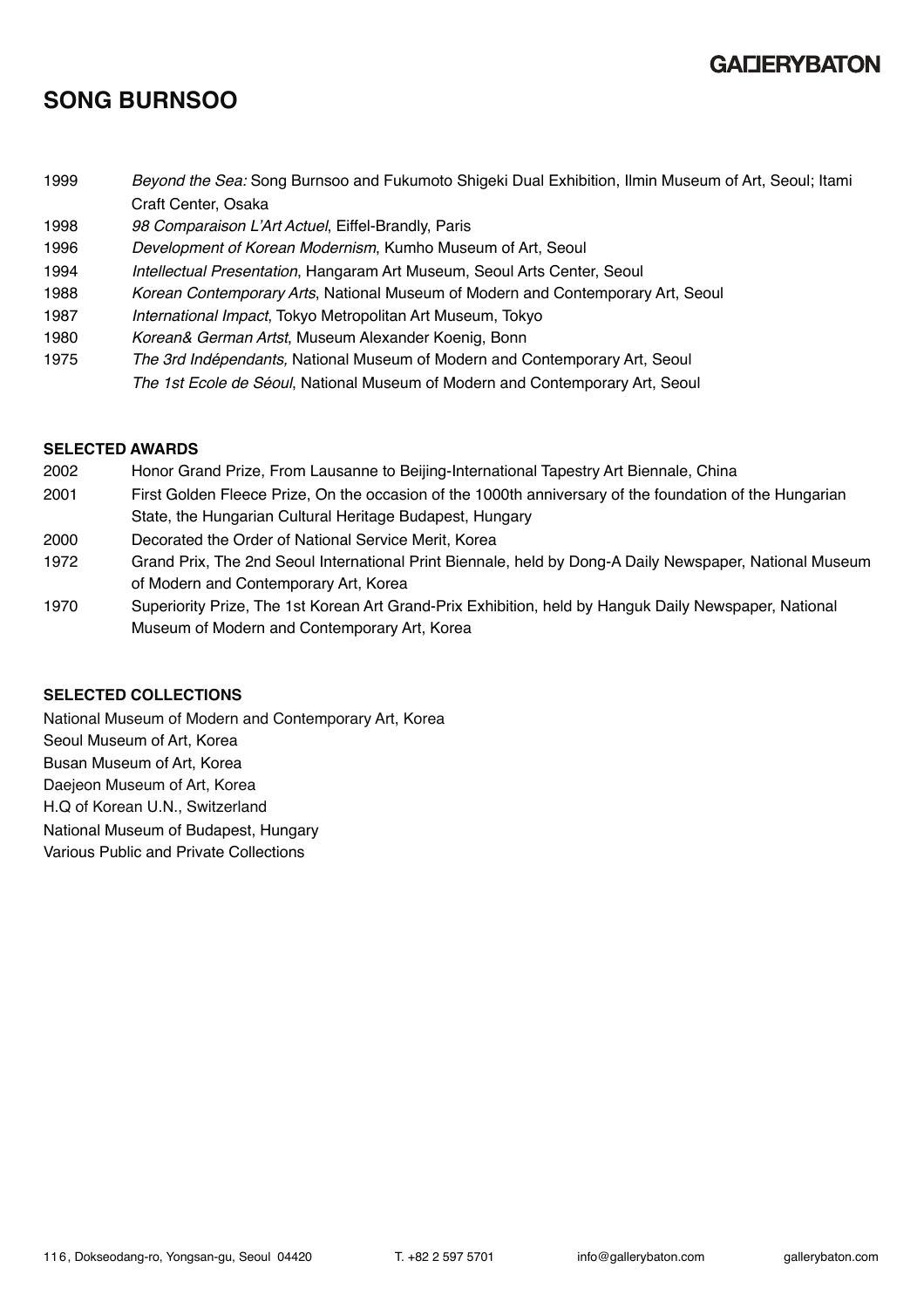# SONG BURNSOO

| | |
|---|---|
| 1999 | *Beyond the Sea:* Song Burnsoo and Fukumoto Shigeki Dual Exhibition, Ilmin Museum of Art, Seoul; Itami Craft Center, Osaka |
| 1998 | *98 Comparaison L'Art Actuel*, Eiffel-Brandly, Paris |
| 1996 | *Development of Korean Modernism*, Kumho Museum of Art, Seoul |
| 1994 | *Intellectual Presentation*, Hangaram Art Museum, Seoul Arts Center, Seoul |
| 1988 | *Korean Contemporary Arts*, National Museum of Modern and Contemporary Art, Seoul |
| 1987 | *International Impact*, Tokyo Metropolitan Art Museum, Tokyo |
| 1980 | *Korean& German Artst*, Museum Alexander Koenig, Bonn |
| 1975 | *The 3rd Indépendants,* National Museum of Modern and Contemporary Art, Seoul |
| | *The 1st Ecole de Séoul*, National Museum of Modern and Contemporary Art, Seoul |

**SELECTED AWARDS**

| | |
|---|---|
| 2002 | Honor Grand Prize, From Lausanne to Beijing-International Tapestry Art Biennale, China |
| 2001 | First Golden Fleece Prize, On the occasion of the 1000th anniversary of the foundation of the Hungarian State, the Hungarian Cultural Heritage Budapest, Hungary |
| 2000 | Decorated the Order of National Service Merit, Korea |
| 1972 | Grand Prix, The 2nd Seoul International Print Biennale, held by Dong-A Daily Newspaper, National Museum of Modern and Contemporary Art, Korea |
| 1970 | Superiority Prize, The 1st Korean Art Grand-Prix Exhibition, held by Hanguk Daily Newspaper, National Museum of Modern and Contemporary Art, Korea |

**SELECTED COLLECTIONS**

National Museum of Modern and Contemporary Art, Korea
Seoul Museum of Art, Korea
Busan Museum of Art, Korea
Daejeon Museum of Art, Korea
H.Q of Korean U.N., Switzerland
National Museum of Budapest, Hungary
Various Public and Private Collections